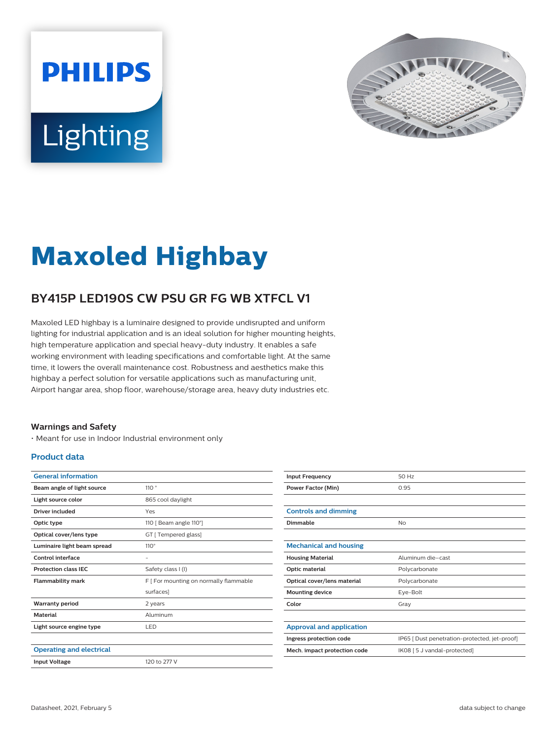# Maxoled Highbay

## BY415P LED190S CW PSU GR FG WB XTFCL V1

Maxoled LED highbay is a luminaire designed to provide undisrupted and uniform lighting for industrial application and is an ideal solution for higher mounting heights, high temperature application and special heavy-duty industry. It enables a safe working environment with leading specifications and comfortable light. At the same time, it lowers the overall maintenance cost. Robustness and aesthetics make this highbay a perfect solution for versatile applications such as manufacturing unit, Airport hangar area, shop floor, warehouse/storage area, heavy duty industries etc.

### Warnings and Safety

- Meant for use in Indoor Industrial environment only

### Product data

| General information | |
|---|---|
| Beam angle of light source | 110 ° |
| Light source color | 865 cool daylight |
| Driver included | Yes |
| Optic type | 110 [ Beam angle 110°] |
| Optical cover/lens type | GT [ Tempered glass] |
| Luminaire light beam spread | 110° |
| Control interface | - |
| Protection class IEC | Safety class I (I) |
| Flammability mark | F [ For mounting on normally flammable surfaces] |
| Warranty period | 2 years |
| Material | Aluminum |
| Light source engine type | LED |

| Operating and electrical | |
|---|---|
| Input Voltage | 120 to 277 V |
| Input Frequency | 50 Hz |
| Power Factor (Min) | 0.95 |

| Controls and dimming | |
|---|---|
| Dimmable | No |

| Mechanical and housing | |
|---|---|
| Housing Material | Aluminum die-cast |
| Optic material | Polycarbonate |
| Optical cover/lens material | Polycarbonate |
| Mounting device | Eye-Bolt |
| Color | Gray |

| Approval and application | |
|---|---|
| Ingress protection code | IP65 [ Dust penetration-protected, jet-proof] |
| Mech. impact protection code | IK08 [ 5 J vandal-protected] |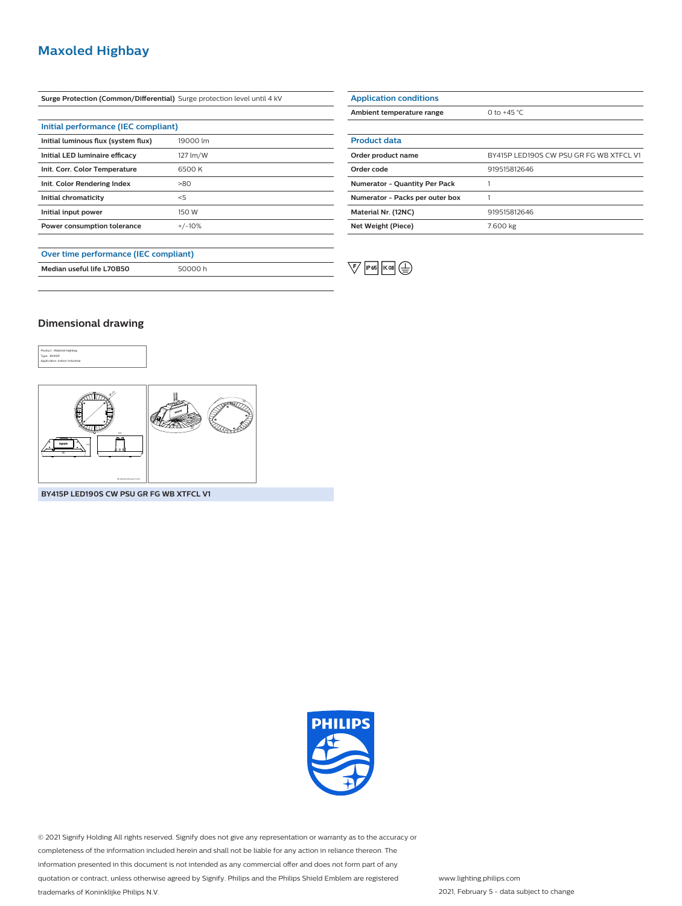# Maxoled Highbay

| | |
|---|---|
| **Surge Protection (Common/Differential)** | Surge protection level until 4 kV |

## Initial performance (IEC compliant)

| | |
|---|---|
| **Initial luminous flux (system flux)** | 19000 lm |
| **Initial LED luminaire efficacy** | 127 lm/W |
| **Init. Corr. Color Temperature** | 6500 K |
| **Init. Color Rendering Index** | >80 |
| **Initial chromaticity** | <5 |
| **Initial input power** | 150 W |
| **Power consumption tolerance** | +/-10% |

## Over time performance (IEC compliant)

| | |
|---|---|
| **Median useful life L70B50** | 50000 h |

## Application conditions

| | |
|---|---|
| **Ambient temperature range** | 0 to +45 °C |

## Product data

| | |
|---|---|
| **Order product name** | BY415P LED190S CW PSU GR FG WB XTFCL V1 |
| **Order code** | 919515812646 |
| **Numerator - Quantity Per Pack** | 1 |
| **Numerator - Packs per outer box** | 1 |
| **Material Nr. (12NC)** | 919515812646 |
| **Net Weight (Piece)** | 7.600 kg |

F IP65 IK08

## Dimensional drawing

Product : Maxoled Highbay
Type : BY415P
Application : Indoor Industrial

**BY415P LED190S CW PSU GR FG WB XTFCL V1**

© 2021 Signify Holding All rights reserved. Signify does not give any representation or warranty as to the accuracy or completeness of the information included herein and shall not be liable for any action in reliance thereon. The information presented in this document is not intended as any commercial offer and does not form part of any quotation or contract, unless otherwise agreed by Signify. Philips and the Philips Shield Emblem are registered trademarks of Koninklijke Philips N.V.

www.lighting.philips.com

2021, February 5 - data subject to change